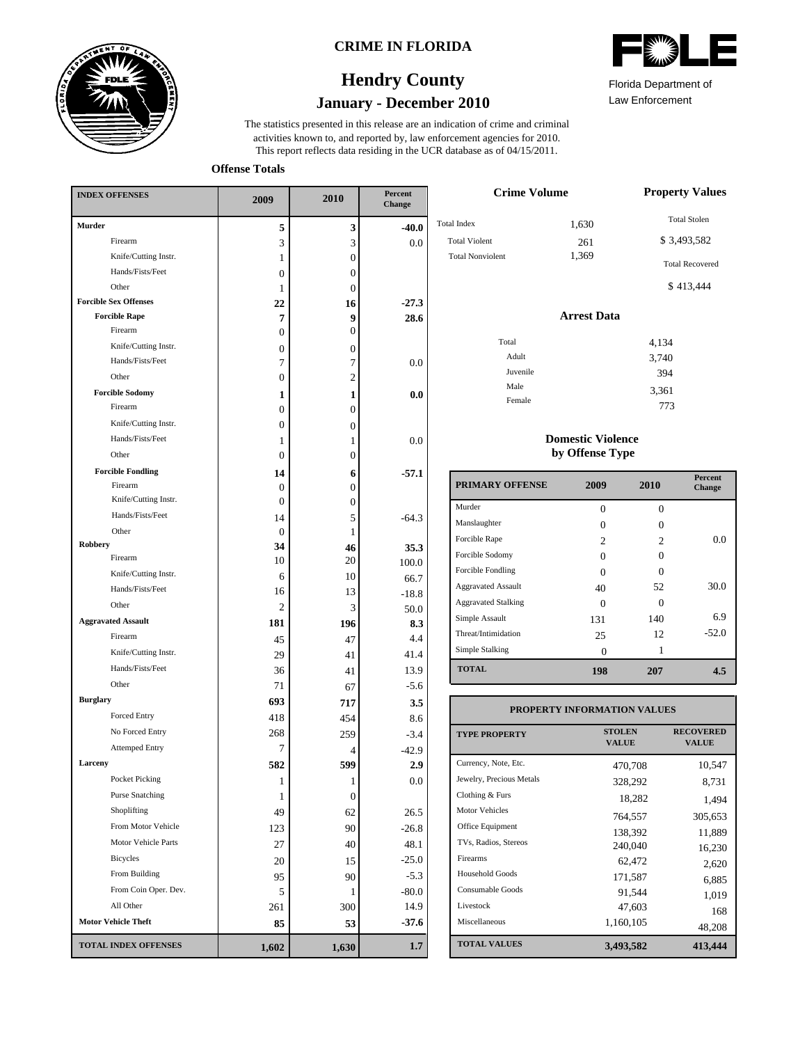# CRIME IN FLORIDA

## Hendry County

### January - December 2010

Florida Department of Law Enforcement

The statistics presented in this release are an indication of crime and criminal activities known to, and reported by, law enforcement agencies for 2010. This report reflects data residing in the UCR database as of 04/15/2011.

**Offense Totals**

| INDEX OFFENSES | 2009 | 2010 | Percent Change |
|---|---|---|---|
| **Murder** | **5** | **3** | **-40.0** |
| Firearm | 3 | 3 | 0.0 |
| Knife/Cutting Instr. | 1 | 0 | |
| Hands/Fists/Feet | 0 | 0 | |
| Other | 1 | 0 | |
| **Forcible Sex Offenses** | **22** | **16** | **-27.3** |
| **Forcible Rape** | **7** | **9** | **28.6** |
| Firearm | 0 | 0 | |
| Knife/Cutting Instr. | 0 | 0 | |
| Hands/Fists/Feet | 7 | 7 | 0.0 |
| Other | 0 | 2 | |
| **Forcible Sodomy** | **1** | **1** | **0.0** |
| Firearm | 0 | 0 | |
| Knife/Cutting Instr. | 0 | 0 | |
| Hands/Fists/Feet | 1 | 1 | 0.0 |
| Other | 0 | 0 | |
| **Forcible Fondling** | **14** | **6** | **-57.1** |
| Firearm | 0 | 0 | |
| Knife/Cutting Instr. | 0 | 0 | |
| Hands/Fists/Feet | 14 | 5 | -64.3 |
| Other | 0 | 1 | |
| **Robbery** | **34** | **46** | **35.3** |
| Firearm | 10 | 20 | 100.0 |
| Knife/Cutting Instr. | 6 | 10 | 66.7 |
| Hands/Fists/Feet | 16 | 13 | -18.8 |
| Other | 2 | 3 | 50.0 |
| **Aggravated Assault** | **181** | **196** | **8.3** |
| Firearm | 45 | 47 | 4.4 |
| Knife/Cutting Instr. | 29 | 41 | 41.4 |
| Hands/Fists/Feet | 36 | 41 | 13.9 |
| Other | 71 | 67 | -5.6 |
| **Burglary** | **693** | **717** | **3.5** |
| Forced Entry | 418 | 454 | 8.6 |
| No Forced Entry | 268 | 259 | -3.4 |
| Attemped Entry | 7 | 4 | -42.9 |
| **Larceny** | **582** | **599** | **2.9** |
| Pocket Picking | 1 | 1 | 0.0 |
| Purse Snatching | 1 | 0 | |
| Shoplifting | 49 | 62 | 26.5 |
| From Motor Vehicle | 123 | 90 | -26.8 |
| Motor Vehicle Parts | 27 | 40 | 48.1 |
| Bicycles | 20 | 15 | -25.0 |
| From Building | 95 | 90 | -5.3 |
| From Coin Oper. Dev. | 5 | 1 | -80.0 |
| All Other | 261 | 300 | 14.9 |
| **Motor Vehicle Theft** | **85** | **53** | **-37.6** |
| **TOTAL INDEX OFFENSES** | **1,602** | **1,630** | **1.7** |

**Crime Volume**

| | |
|---|---|
| Total Index | 1,630 |
| Total Violent | 261 |
| Total Nonviolent | 1,369 |

**Property Values**

Total Stolen: $ 3,493,582

Total Recovered: $ 413,444

**Arrest Data**

| | |
|---|---|
| Total | 4,134 |
| Adult | 3,740 |
| Juvenile | 394 |
| Male | 3,361 |
| Female | 773 |

**Domestic Violence by Offense Type**

| PRIMARY OFFENSE | 2009 | 2010 | Percent Change |
|---|---|---|---|
| Murder | 0 | 0 | |
| Manslaughter | 0 | 0 | |
| Forcible Rape | 2 | 2 | 0.0 |
| Forcible Sodomy | 0 | 0 | |
| Forcible Fondling | 0 | 0 | |
| Aggravated Assault | 40 | 52 | 30.0 |
| Aggravated Stalking | 0 | 0 | |
| Simple Assault | 131 | 140 | 6.9 |
| Threat/Intimidation | 25 | 12 | -52.0 |
| Simple Stalking | 0 | 1 | |
| **TOTAL** | **198** | **207** | **4.5** |

**PROPERTY INFORMATION VALUES**

| TYPE PROPERTY | STOLEN VALUE | RECOVERED VALUE |
|---|---|---|
| Currency, Note, Etc. | 470,708 | 10,547 |
| Jewelry, Precious Metals | 328,292 | 8,731 |
| Clothing & Furs | 18,282 | 1,494 |
| Motor Vehicles | 764,557 | 305,653 |
| Office Equipment | 138,392 | 11,889 |
| TVs, Radios, Stereos | 240,040 | 16,230 |
| Firearms | 62,472 | 2,620 |
| Household Goods | 171,587 | 6,885 |
| Consumable Goods | 91,544 | 1,019 |
| Livestock | 47,603 | 168 |
| Miscellaneous | 1,160,105 | 48,208 |
| **TOTAL VALUES** | **3,493,582** | **413,444** |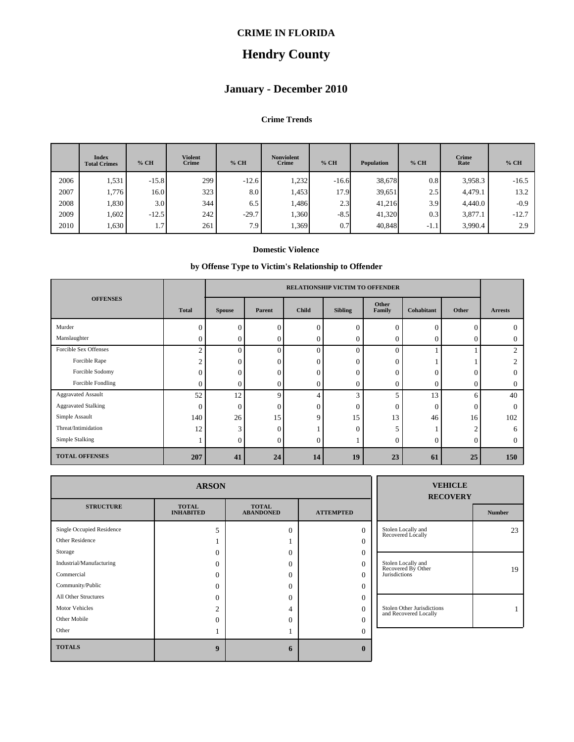**CRIME IN FLORIDA**

# Hendry County

## January - December 2010

### Crime Trends

| | Index Total Crimes | % CH | Violent Crime | % CH | Nonviolent Crime | % CH | Population | % CH | Crime Rate | % CH |
|---|---|---|---|---|---|---|---|---|---|---|
| 2006 | 1,531 | -15.8 | 299 | -12.6 | 1,232 | -16.6 | 38,678 | 0.8 | 3,958.3 | -16.5 |
| 2007 | 1,776 | 16.0 | 323 | 8.0 | 1,453 | 17.9 | 39,651 | 2.5 | 4,479.1 | 13.2 |
| 2008 | 1,830 | 3.0 | 344 | 6.5 | 1,486 | 2.3 | 41,216 | 3.9 | 4,440.0 | -0.9 |
| 2009 | 1,602 | -12.5 | 242 | -29.7 | 1,360 | -8.5 | 41,320 | 0.3 | 3,877.1 | -12.7 |
| 2010 | 1,630 | 1.7 | 261 | 7.9 | 1,369 | 0.7 | 40,848 | -1.1 | 3,990.4 | 2.9 |

### Domestic Violence

### by Offense Type to Victim's Relationship to Offender

| OFFENSES | | RELATIONSHIP VICTIM TO OFFENDER | | | | | | | |
|---|---|---|---|---|---|---|---|---|---|
| | Total | Spouse | Parent | Child | Sibling | Other Family | Cohabitant | Other | Arrests |
| Murder | 0 | 0 | 0 | 0 | 0 | 0 | 0 | 0 | 0 |
| Manslaughter | 0 | 0 | 0 | 0 | 0 | 0 | 0 | 0 | 0 |
| Forcible Sex Offenses | 2 | 0 | 0 | 0 | 0 | 0 | 1 | 1 | 2 |
| Forcible Rape | 2 | 0 | 0 | 0 | 0 | 0 | 1 | 1 | 2 |
| Forcible Sodomy | 0 | 0 | 0 | 0 | 0 | 0 | 0 | 0 | 0 |
| Forcible Fondling | 0 | 0 | 0 | 0 | 0 | 0 | 0 | 0 | 0 |
| Aggravated Assault | 52 | 12 | 9 | 4 | 3 | 5 | 13 | 6 | 40 |
| Aggravated Stalking | 0 | 0 | 0 | 0 | 0 | 0 | 0 | 0 | 0 |
| Simple Assault | 140 | 26 | 15 | 9 | 15 | 13 | 46 | 16 | 102 |
| Threat/Intimidation | 12 | 3 | 0 | 1 | 0 | 5 | 1 | 2 | 6 |
| Simple Stalking | 1 | 0 | 0 | 0 | 1 | 0 | 0 | 0 | 0 |
| **TOTAL OFFENSES** | **207** | **41** | **24** | **14** | **19** | **23** | **61** | **25** | **150** |

### ARSON

| STRUCTURE | TOTAL INHABITED | TOTAL ABANDONED | ATTEMPTED |
|---|---|---|---|
| Single Occupied Residence | 5 | 0 | 0 |
| Other Residence | 1 | 1 | 0 |
| Storage | 0 | 0 | 0 |
| Industrial/Manufacturing | 0 | 0 | 0 |
| Commercial | 0 | 0 | 0 |
| Community/Public | 0 | 0 | 0 |
| All Other Structures | 0 | 0 | 0 |
| Motor Vehicles | 2 | 4 | 0 |
| Other Mobile | 0 | 0 | 0 |
| Other | 1 | 1 | 0 |
| **TOTALS** | **9** | **6** | **0** |

### VEHICLE RECOVERY

| | Number |
|---|---|
| Stolen Locally and Recovered Locally | 23 |
| Stolen Locally and Recovered By Other Jurisdictions | 19 |
| Stolen Other Jurisdictions and Recovered Locally | 1 |